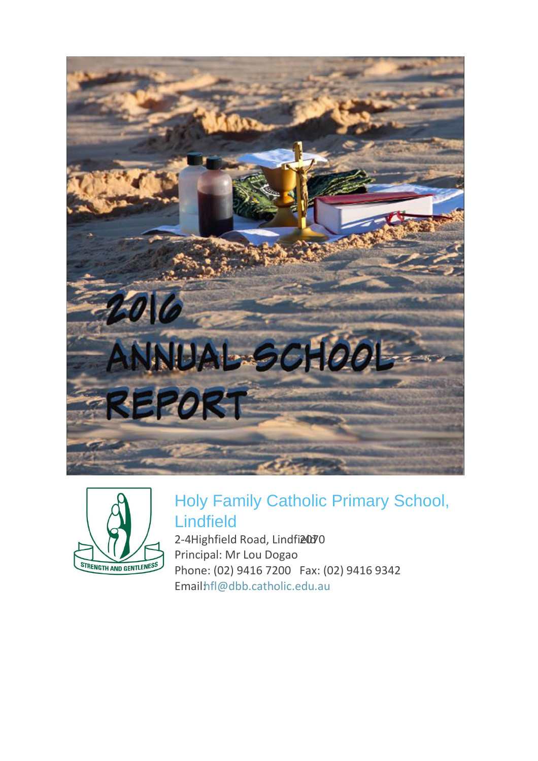# 2016 ANNUAL SCHOOL REPORT

## Holy Family Catholic Primary School, Lindfield

STRENGTH AND GENTLENESS

2-4Highfield Road, Lindfield 2070

Principal: Mr Lou Dogao

Phone: (02) 9416 7200 Fax: (02) 9416 9342

Email: hfl@dbb.catholic.edu.au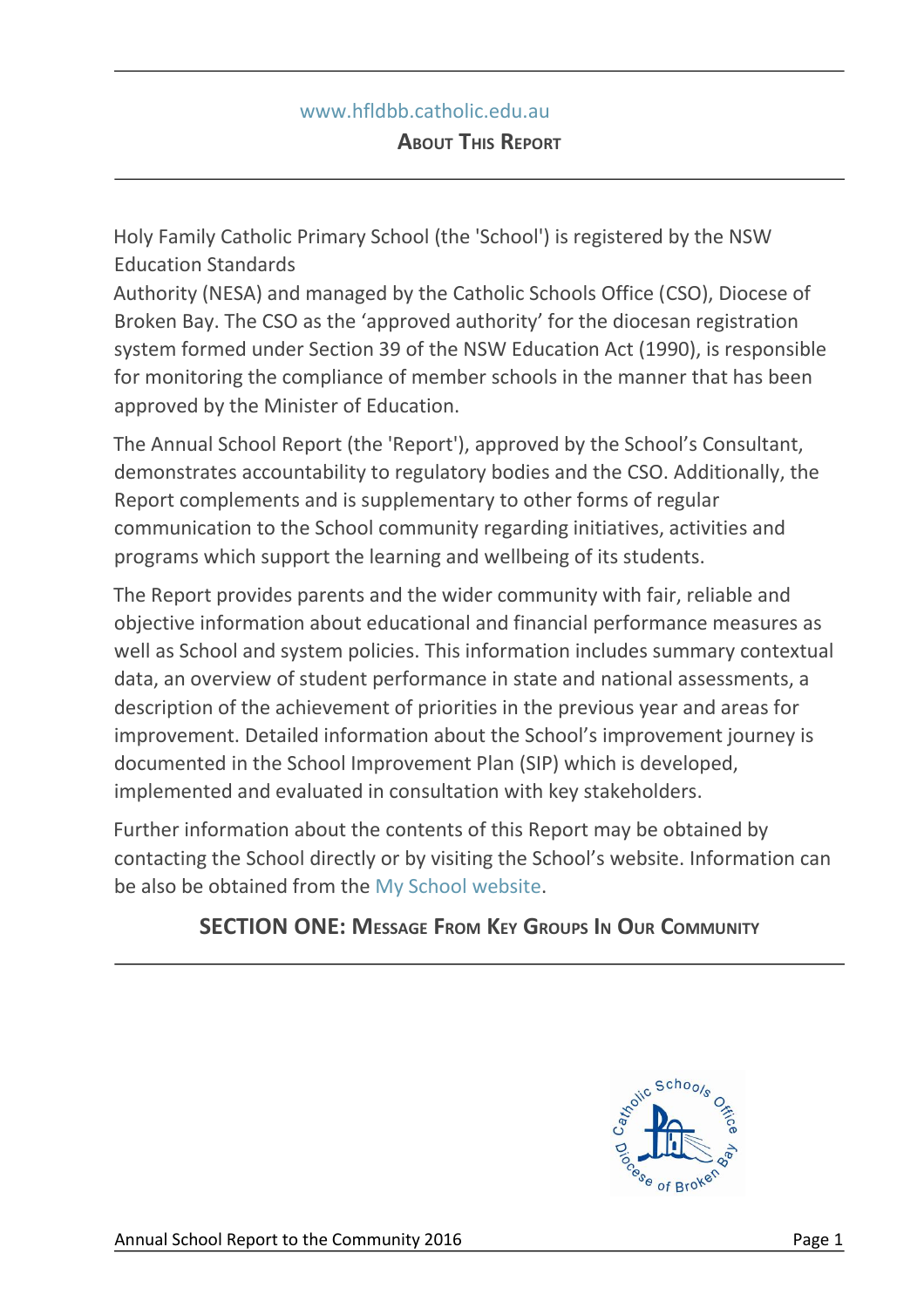www.hfldbb.catholic.edu.au

## About This Report

Holy Family Catholic Primary School (the 'School') is registered by the NSW Education Standards Authority (NESA) and managed by the Catholic Schools Office (CSO), Diocese of Broken Bay. The CSO as the 'approved authority' for the diocesan registration system formed under Section 39 of the NSW Education Act (1990), is responsible for monitoring the compliance of member schools in the manner that has been approved by the Minister of Education.

The Annual School Report (the 'Report'), approved by the School's Consultant, demonstrates accountability to regulatory bodies and the CSO. Additionally, the Report complements and is supplementary to other forms of regular communication to the School community regarding initiatives, activities and programs which support the learning and wellbeing of its students.

The Report provides parents and the wider community with fair, reliable and objective information about educational and financial performance measures as well as School and system policies. This information includes summary contextual data, an overview of student performance in state and national assessments, a description of the achievement of priorities in the previous year and areas for improvement. Detailed information about the School's improvement journey is documented in the School Improvement Plan (SIP) which is developed, implemented and evaluated in consultation with key stakeholders.

Further information about the contents of this Report may be obtained by contacting the School directly or by visiting the School's website. Information can be also be obtained from the My School website.

## SECTION ONE: Message From Key Groups In Our Community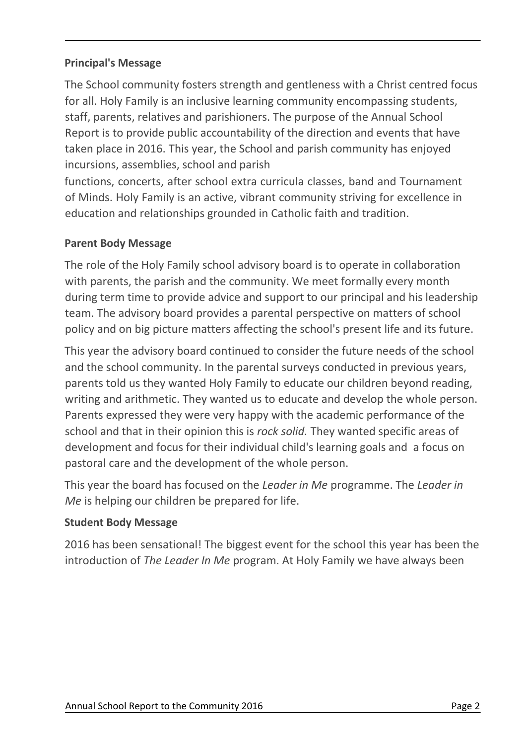**Principal's Message**

The School community fosters strength and gentleness with a Christ centred focus for all. Holy Family is an inclusive learning community encompassing students, staff, parents, relatives and parishioners. The purpose of the Annual School Report is to provide public accountability of the direction and events that have taken place in 2016. This year, the School and parish community has enjoyed incursions, assemblies, school and parish

functions, concerts, after school extra curricula classes, band and Tournament of Minds. Holy Family is an active, vibrant community striving for excellence in education and relationships grounded in Catholic faith and tradition.

**Parent Body Message**

The role of the Holy Family school advisory board is to operate in collaboration with parents, the parish and the community. We meet formally every month during term time to provide advice and support to our principal and his leadership team. The advisory board provides a parental perspective on matters of school policy and on big picture matters affecting the school's present life and its future.

This year the advisory board continued to consider the future needs of the school and the school community. In the parental surveys conducted in previous years, parents told us they wanted Holy Family to educate our children beyond reading, writing and arithmetic. They wanted us to educate and develop the whole person. Parents expressed they were very happy with the academic performance of the school and that in their opinion this is *rock solid.* They wanted specific areas of development and focus for their individual child's learning goals and a focus on pastoral care and the development of the whole person.

This year the board has focused on the *Leader in Me* programme. The *Leader in Me* is helping our children be prepared for life.

**Student Body Message**

2016 has been sensational! The biggest event for the school this year has been the introduction of *The Leader In Me* program. At Holy Family we have always been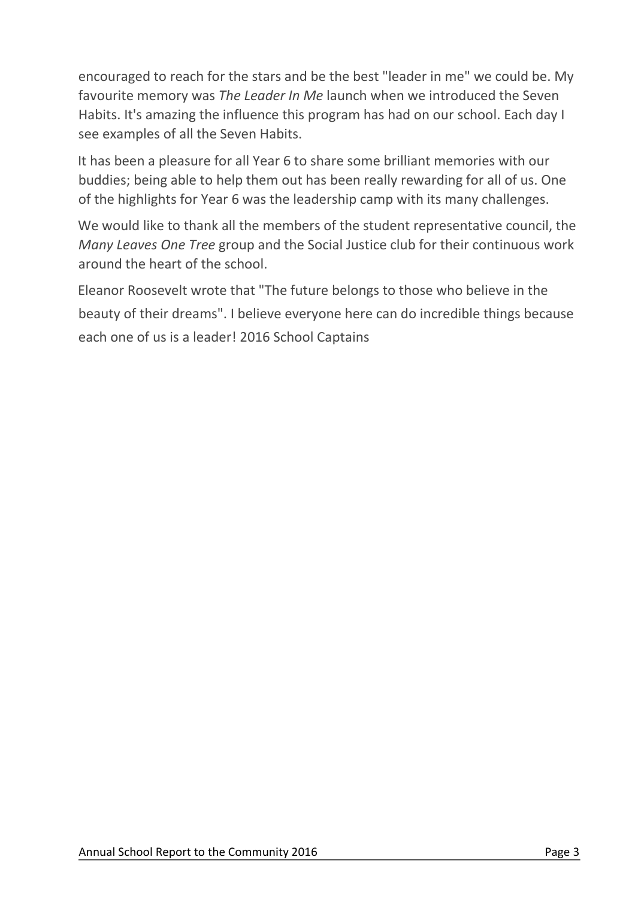encouraged to reach for the stars and be the best "leader in me" we could be. My favourite memory was *The Leader In Me* launch when we introduced the Seven Habits. It's amazing the influence this program has had on our school. Each day I see examples of all the Seven Habits.

It has been a pleasure for all Year 6 to share some brilliant memories with our buddies; being able to help them out has been really rewarding for all of us. One of the highlights for Year 6 was the leadership camp with its many challenges.

We would like to thank all the members of the student representative council, the *Many Leaves One Tree* group and the Social Justice club for their continuous work around the heart of the school.

Eleanor Roosevelt wrote that "The future belongs to those who believe in the beauty of their dreams". I believe everyone here can do incredible things because each one of us is a leader! 2016 School Captains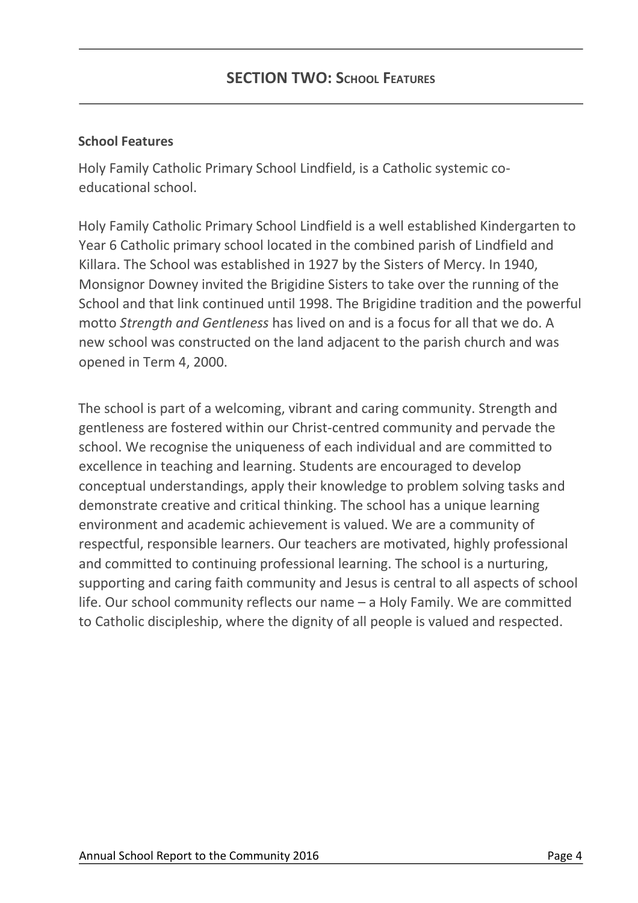## SECTION TWO: SCHOOL FEATURES

**School Features**

Holy Family Catholic Primary School Lindfield, is a Catholic systemic co-educational school.

Holy Family Catholic Primary School Lindfield is a well established Kindergarten to Year 6 Catholic primary school located in the combined parish of Lindfield and Killara. The School was established in 1927 by the Sisters of Mercy. In 1940, Monsignor Downey invited the Brigidine Sisters to take over the running of the School and that link continued until 1998. The Brigidine tradition and the powerful motto *Strength and Gentleness* has lived on and is a focus for all that we do. A new school was constructed on the land adjacent to the parish church and was opened in Term 4, 2000.

The school is part of a welcoming, vibrant and caring community. Strength and gentleness are fostered within our Christ-centred community and pervade the school. We recognise the uniqueness of each individual and are committed to excellence in teaching and learning. Students are encouraged to develop conceptual understandings, apply their knowledge to problem solving tasks and demonstrate creative and critical thinking. The school has a unique learning environment and academic achievement is valued. We are a community of respectful, responsible learners. Our teachers are motivated, highly professional and committed to continuing professional learning. The school is a nurturing, supporting and caring faith community and Jesus is central to all aspects of school life. Our school community reflects our name – a Holy Family. We are committed to Catholic discipleship, where the dignity of all people is valued and respected.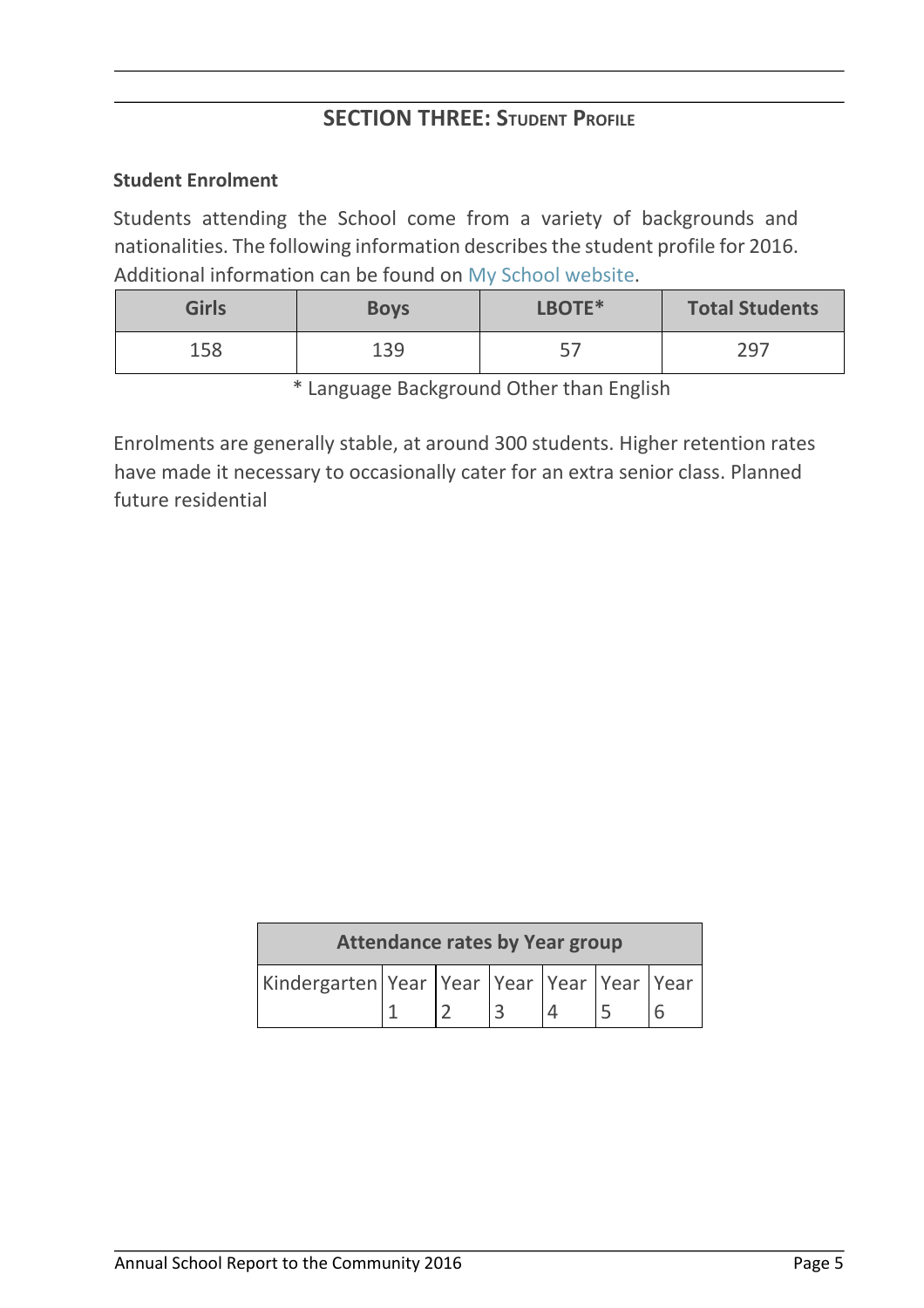## SECTION THREE: STUDENT PROFILE

### Student Enrolment

Students attending the School come from a variety of backgrounds and nationalities. The following information describes the student profile for 2016. Additional information can be found on My School website.

| Girls | Boys | LBOTE* | Total Students |
|---|---|---|---|
| 158 | 139 | 57 | 297 |

\* Language Background Other than English

Enrolments are generally stable, at around 300 students. Higher retention rates have made it necessary to occasionally cater for an extra senior class. Planned future residential

| Attendance rates by Year group | | | | | | |
|---|---|---|---|---|---|---|
| Kindergarten | Year 1 | Year 2 | Year 3 | Year 4 | Year 5 | Year 6 |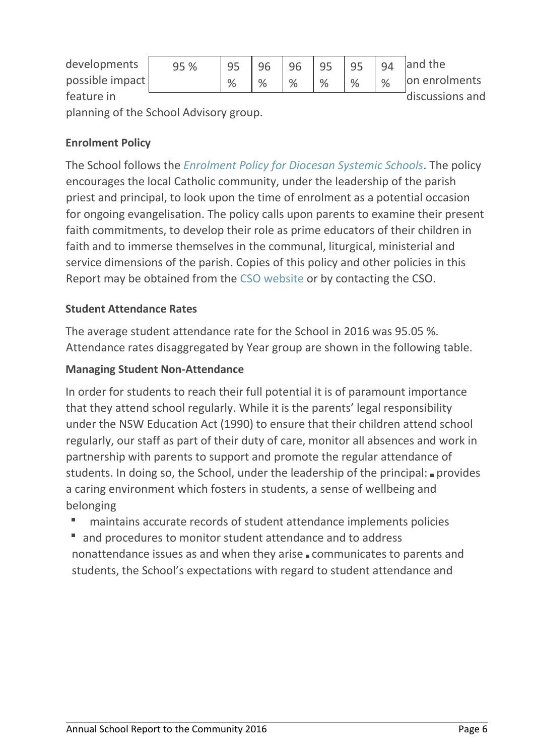developments possible impact feature in

| 95 % | 95 % | 96 % | 96 % | 95 % | 95 % | 94 % |
|---|---|---|---|---|---|---|

and the on enrolments discussions and planning of the School Advisory group.

**Enrolment Policy**

The School follows the *Enrolment Policy for Diocesan Systemic Schools*. The policy encourages the local Catholic community, under the leadership of the parish priest and principal, to look upon the time of enrolment as a potential occasion for ongoing evangelisation. The policy calls upon parents to examine their present faith commitments, to develop their role as prime educators of their children in faith and to immerse themselves in the communal, liturgical, ministerial and service dimensions of the parish. Copies of this policy and other policies in this Report may be obtained from the CSO website or by contacting the CSO.

**Student Attendance Rates**

The average student attendance rate for the School in 2016 was 95.05 %. Attendance rates disaggregated by Year group are shown in the following table.

**Managing Student Non-Attendance**

In order for students to reach their full potential it is of paramount importance that they attend school regularly. While it is the parents' legal responsibility under the NSW Education Act (1990) to ensure that their children attend school regularly, our staff as part of their duty of care, monitor all absences and work in partnership with parents to support and promote the regular attendance of students. In doing so, the School, under the leadership of the principal: ▪ provides a caring environment which fosters in students, a sense of wellbeing and belonging

- maintains accurate records of student attendance implements policies
- and procedures to monitor student attendance and to address nonattendance issues as and when they arise ▪ communicates to parents and students, the School's expectations with regard to student attendance and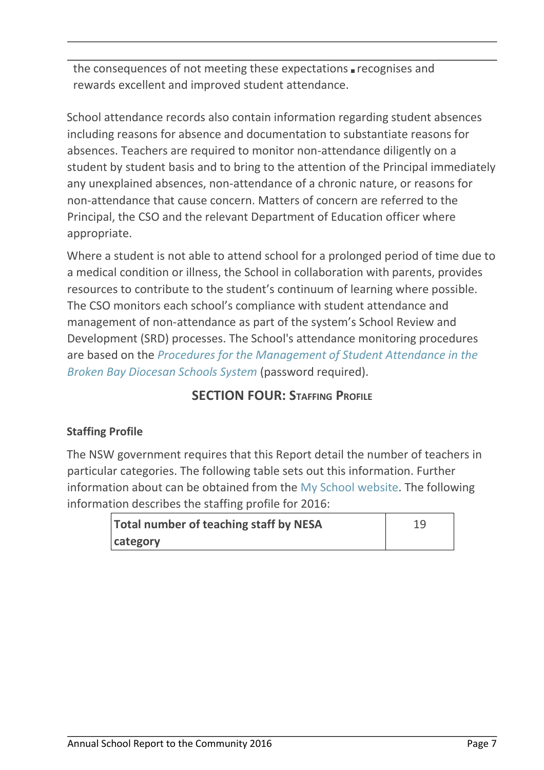the consequences of not meeting these expectations ▪ recognises and rewards excellent and improved student attendance.

School attendance records also contain information regarding student absences including reasons for absence and documentation to substantiate reasons for absences. Teachers are required to monitor non-attendance diligently on a student by student basis and to bring to the attention of the Principal immediately any unexplained absences, non-attendance of a chronic nature, or reasons for non-attendance that cause concern. Matters of concern are referred to the Principal, the CSO and the relevant Department of Education officer where appropriate.

Where a student is not able to attend school for a prolonged period of time due to a medical condition or illness, the School in collaboration with parents, provides resources to contribute to the student's continuum of learning where possible. The CSO monitors each school's compliance with student attendance and management of non-attendance as part of the system's School Review and Development (SRD) processes. The School's attendance monitoring procedures are based on the *Procedures for the Management of Student Attendance in the Broken Bay Diocesan Schools System* (password required).

## SECTION FOUR: STAFFING PROFILE

### Staffing Profile

The NSW government requires that this Report detail the number of teachers in particular categories. The following table sets out this information. Further information about can be obtained from the My School website. The following information describes the staffing profile for 2016:

| **Total number of teaching staff by NESA category** | 19 |
|---|---|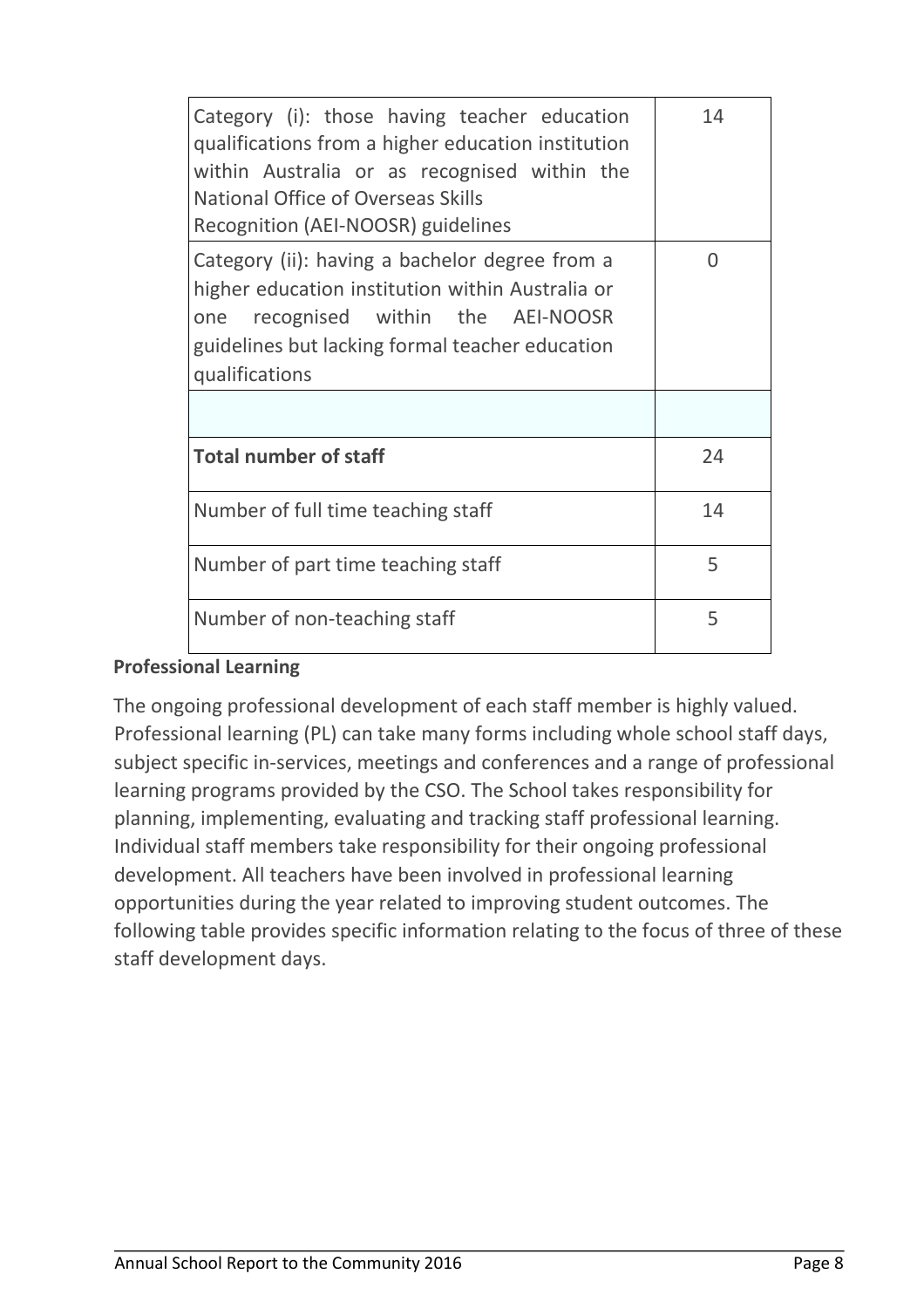| | |
|---|---|
| Category (i): those having teacher education qualifications from a higher education institution within Australia or as recognised within the National Office of Overseas Skills Recognition (AEI-NOOSR) guidelines | 14 |
| Category (ii): having a bachelor degree from a higher education institution within Australia or one recognised within the AEI-NOOSR guidelines but lacking formal teacher education qualifications | 0 |
| | |
| **Total number of staff** | 24 |
| Number of full time teaching staff | 14 |
| Number of part time teaching staff | 5 |
| Number of non-teaching staff | 5 |

**Professional Learning**

The ongoing professional development of each staff member is highly valued. Professional learning (PL) can take many forms including whole school staff days, subject specific in-services, meetings and conferences and a range of professional learning programs provided by the CSO. The School takes responsibility for planning, implementing, evaluating and tracking staff professional learning. Individual staff members take responsibility for their ongoing professional development. All teachers have been involved in professional learning opportunities during the year related to improving student outcomes. The following table provides specific information relating to the focus of three of these staff development days.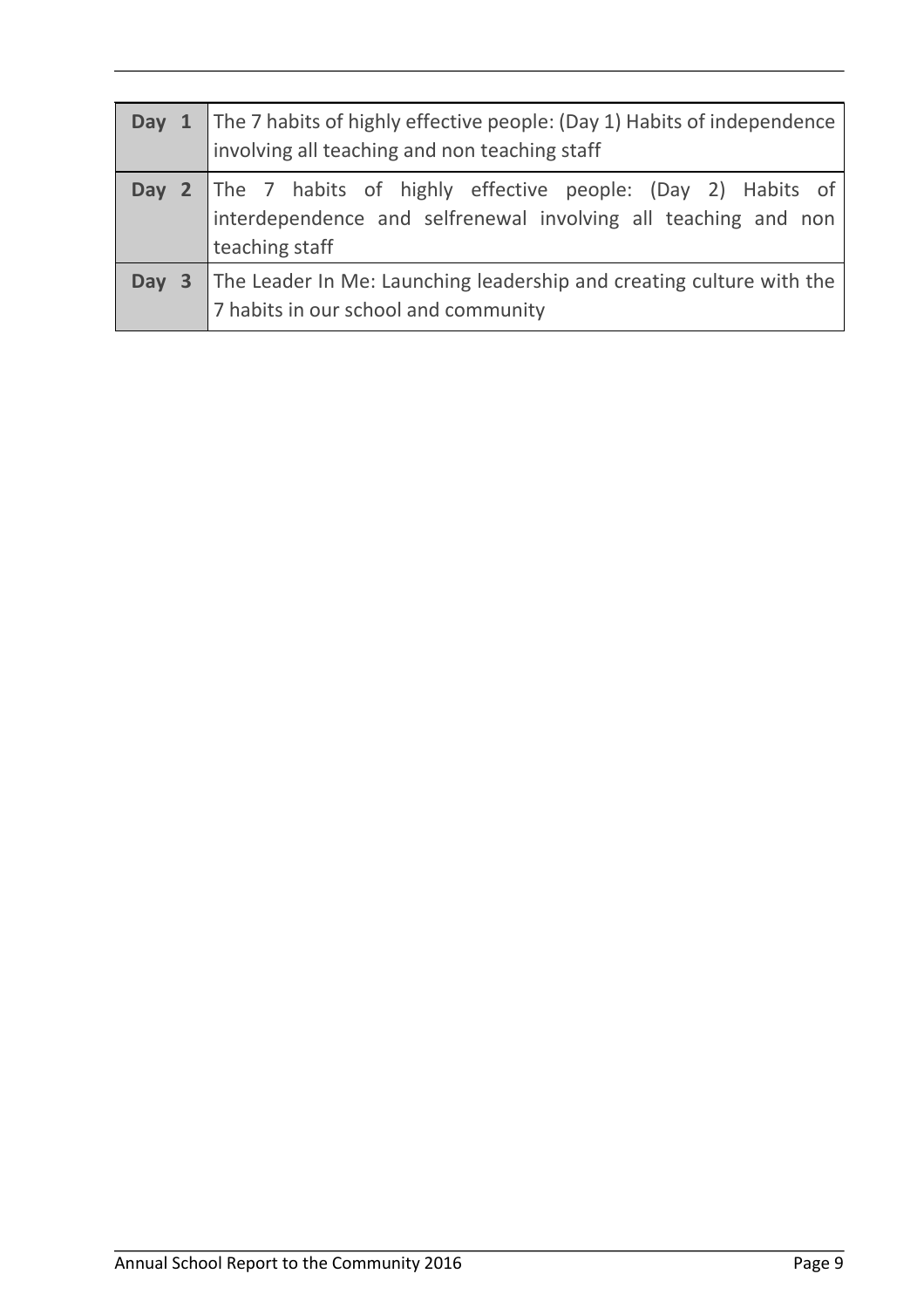| | |
|---|---|
| **Day 1** | The 7 habits of highly effective people: (Day 1) Habits of independence involving all teaching and non teaching staff |
| **Day 2** | The 7 habits of highly effective people: (Day 2) Habits of interdependence and selfrenewal involving all teaching and non teaching staff |
| **Day 3** | The Leader In Me: Launching leadership and creating culture with the 7 habits in our school and community |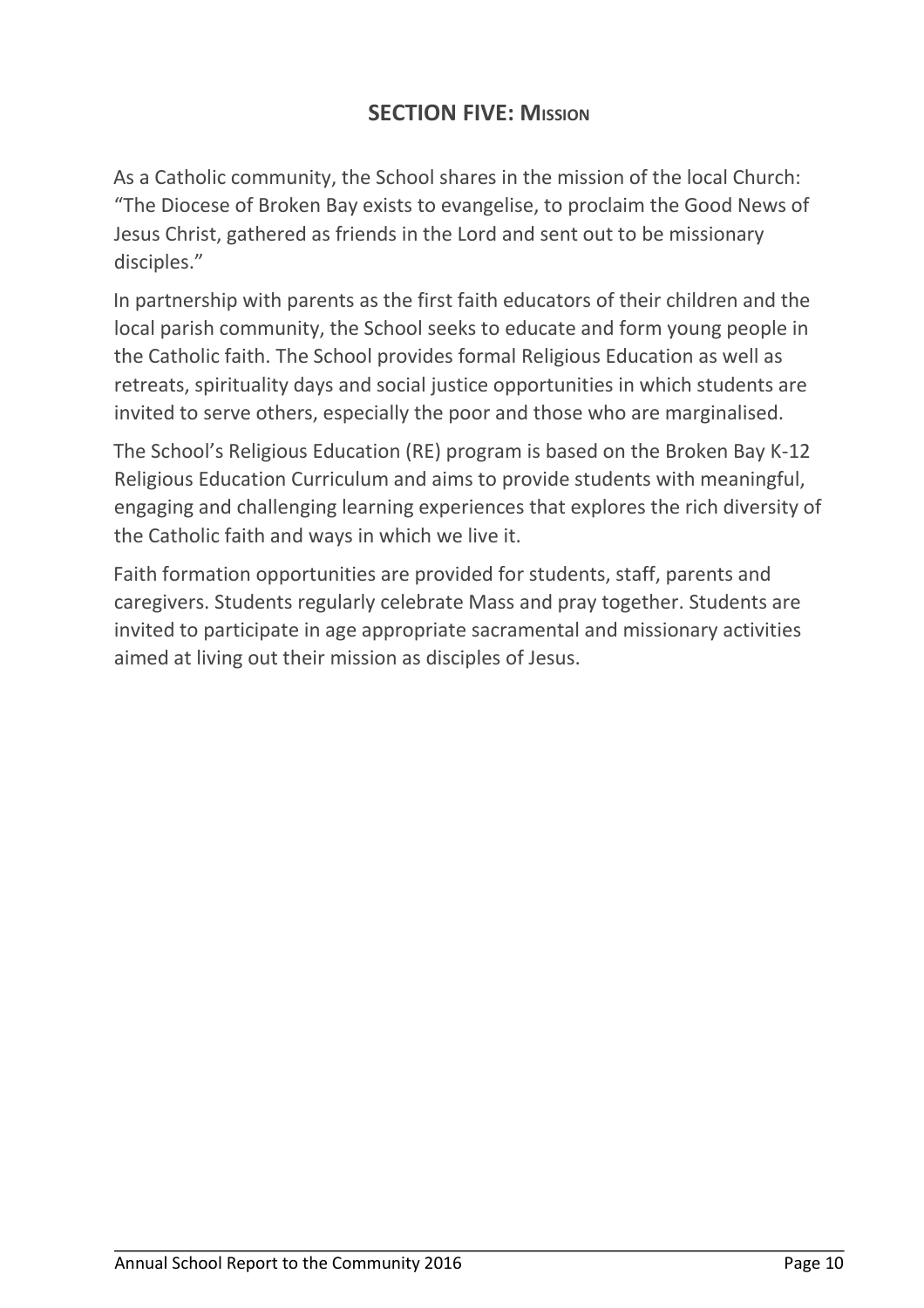## SECTION FIVE: MISSION

As a Catholic community, the School shares in the mission of the local Church: "The Diocese of Broken Bay exists to evangelise, to proclaim the Good News of Jesus Christ, gathered as friends in the Lord and sent out to be missionary disciples."

In partnership with parents as the first faith educators of their children and the local parish community, the School seeks to educate and form young people in the Catholic faith. The School provides formal Religious Education as well as retreats, spirituality days and social justice opportunities in which students are invited to serve others, especially the poor and those who are marginalised.

The School's Religious Education (RE) program is based on the Broken Bay K-12 Religious Education Curriculum and aims to provide students with meaningful, engaging and challenging learning experiences that explores the rich diversity of the Catholic faith and ways in which we live it.

Faith formation opportunities are provided for students, staff, parents and caregivers. Students regularly celebrate Mass and pray together. Students are invited to participate in age appropriate sacramental and missionary activities aimed at living out their mission as disciples of Jesus.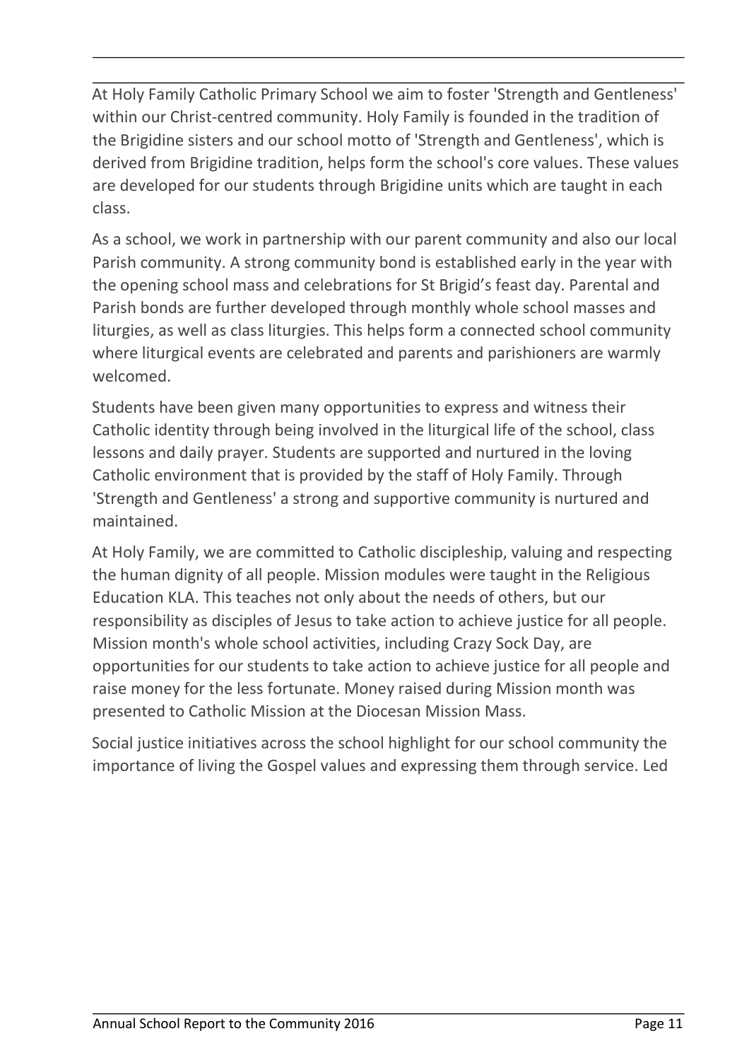At Holy Family Catholic Primary School we aim to foster 'Strength and Gentleness' within our Christ-centred community. Holy Family is founded in the tradition of the Brigidine sisters and our school motto of 'Strength and Gentleness', which is derived from Brigidine tradition, helps form the school's core values. These values are developed for our students through Brigidine units which are taught in each class.

As a school, we work in partnership with our parent community and also our local Parish community. A strong community bond is established early in the year with the opening school mass and celebrations for St Brigid's feast day. Parental and Parish bonds are further developed through monthly whole school masses and liturgies, as well as class liturgies. This helps form a connected school community where liturgical events are celebrated and parents and parishioners are warmly welcomed.

Students have been given many opportunities to express and witness their Catholic identity through being involved in the liturgical life of the school, class lessons and daily prayer. Students are supported and nurtured in the loving Catholic environment that is provided by the staff of Holy Family. Through 'Strength and Gentleness' a strong and supportive community is nurtured and maintained.

At Holy Family, we are committed to Catholic discipleship, valuing and respecting the human dignity of all people. Mission modules were taught in the Religious Education KLA. This teaches not only about the needs of others, but our responsibility as disciples of Jesus to take action to achieve justice for all people. Mission month's whole school activities, including Crazy Sock Day, are opportunities for our students to take action to achieve justice for all people and raise money for the less fortunate. Money raised during Mission month was presented to Catholic Mission at the Diocesan Mission Mass.

Social justice initiatives across the school highlight for our school community the importance of living the Gospel values and expressing them through service. Led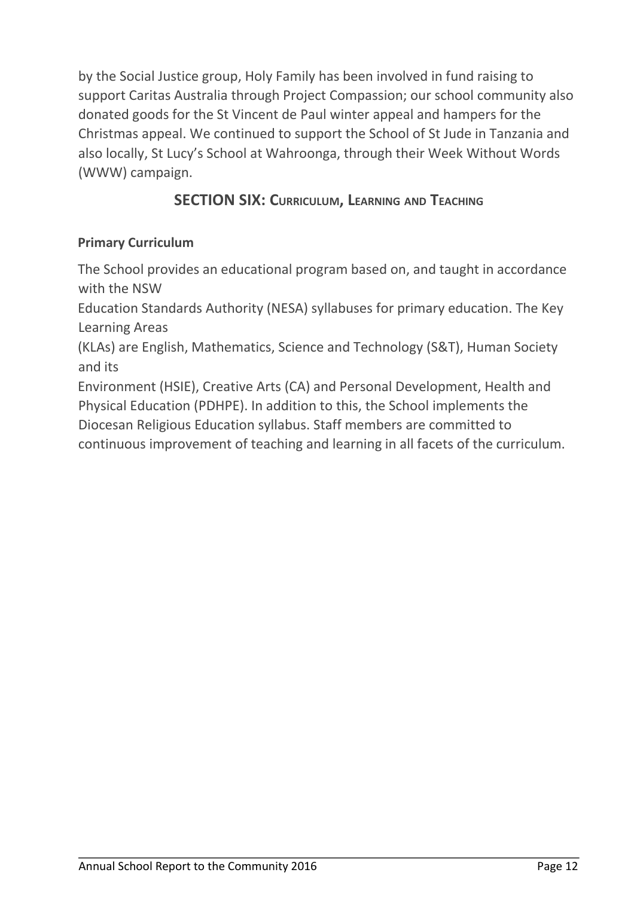by the Social Justice group, Holy Family has been involved in fund raising to support Caritas Australia through Project Compassion; our school community also donated goods for the St Vincent de Paul winter appeal and hampers for the Christmas appeal. We continued to support the School of St Jude in Tanzania and also locally, St Lucy's School at Wahroonga, through their Week Without Words (WWW) campaign.

## SECTION SIX: CURRICULUM, LEARNING AND TEACHING

**Primary Curriculum**

The School provides an educational program based on, and taught in accordance with the NSW Education Standards Authority (NESA) syllabuses for primary education. The Key Learning Areas (KLAs) are English, Mathematics, Science and Technology (S&T), Human Society and its Environment (HSIE), Creative Arts (CA) and Personal Development, Health and Physical Education (PDHPE). In addition to this, the School implements the Diocesan Religious Education syllabus. Staff members are committed to continuous improvement of teaching and learning in all facets of the curriculum.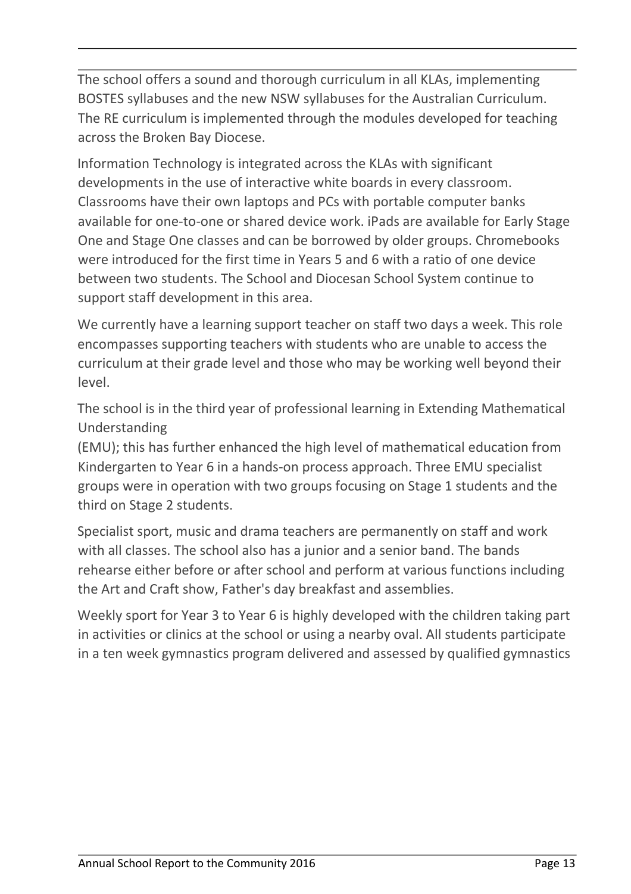The school offers a sound and thorough curriculum in all KLAs, implementing BOSTES syllabuses and the new NSW syllabuses for the Australian Curriculum. The RE curriculum is implemented through the modules developed for teaching across the Broken Bay Diocese.

Information Technology is integrated across the KLAs with significant developments in the use of interactive white boards in every classroom. Classrooms have their own laptops and PCs with portable computer banks available for one-to-one or shared device work. iPads are available for Early Stage One and Stage One classes and can be borrowed by older groups. Chromebooks were introduced for the first time in Years 5 and 6 with a ratio of one device between two students. The School and Diocesan School System continue to support staff development in this area.

We currently have a learning support teacher on staff two days a week. This role encompasses supporting teachers with students who are unable to access the curriculum at their grade level and those who may be working well beyond their level.

The school is in the third year of professional learning in Extending Mathematical Understanding (EMU); this has further enhanced the high level of mathematical education from Kindergarten to Year 6 in a hands-on process approach. Three EMU specialist groups were in operation with two groups focusing on Stage 1 students and the third on Stage 2 students.

Specialist sport, music and drama teachers are permanently on staff and work with all classes. The school also has a junior and a senior band. The bands rehearse either before or after school and perform at various functions including the Art and Craft show, Father's day breakfast and assemblies.

Weekly sport for Year 3 to Year 6 is highly developed with the children taking part in activities or clinics at the school or using a nearby oval. All students participate in a ten week gymnastics program delivered and assessed by qualified gymnastics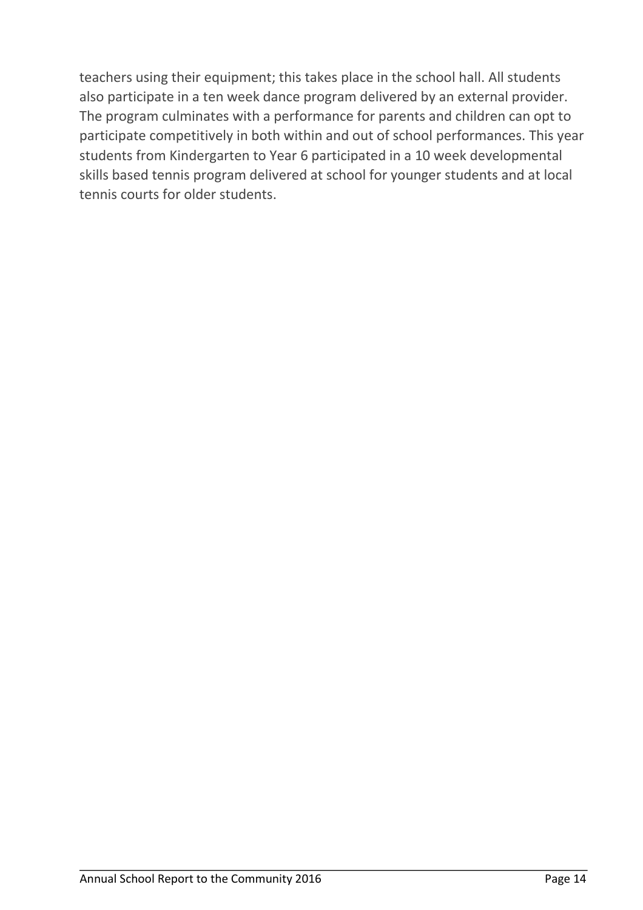teachers using their equipment; this takes place in the school hall. All students also participate in a ten week dance program delivered by an external provider. The program culminates with a performance for parents and children can opt to participate competitively in both within and out of school performances. This year students from Kindergarten to Year 6 participated in a 10 week developmental skills based tennis program delivered at school for younger students and at local tennis courts for older students.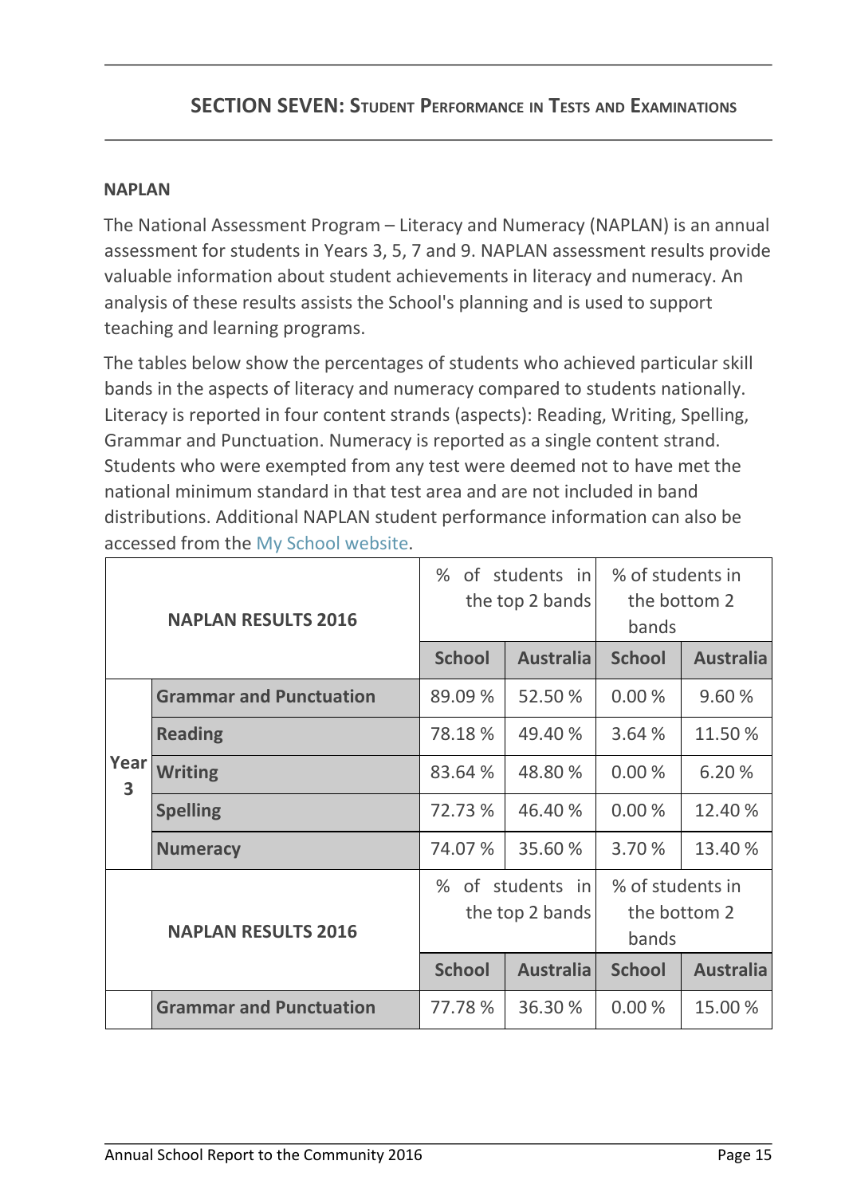## SECTION SEVEN: STUDENT PERFORMANCE IN TESTS AND EXAMINATIONS

### NAPLAN

The National Assessment Program – Literacy and Numeracy (NAPLAN) is an annual assessment for students in Years 3, 5, 7 and 9. NAPLAN assessment results provide valuable information about student achievements in literacy and numeracy. An analysis of these results assists the School's planning and is used to support teaching and learning programs.

The tables below show the percentages of students who achieved particular skill bands in the aspects of literacy and numeracy compared to students nationally. Literacy is reported in four content strands (aspects): Reading, Writing, Spelling, Grammar and Punctuation. Numeracy is reported as a single content strand. Students who were exempted from any test were deemed not to have met the national minimum standard in that test area and are not included in band distributions. Additional NAPLAN student performance information can also be accessed from the My School website.

| NAPLAN RESULTS 2016 | | % of students in the top 2 bands | | % of students in the bottom 2 bands | |
|---|---|---|---|---|---|
| | | School | Australia | School | Australia |
| Year 3 | Grammar and Punctuation | 89.09 % | 52.50 % | 0.00 % | 9.60 % |
| | Reading | 78.18 % | 49.40 % | 3.64 % | 11.50 % |
| | Writing | 83.64 % | 48.80 % | 0.00 % | 6.20 % |
| | Spelling | 72.73 % | 46.40 % | 0.00 % | 12.40 % |
| | Numeracy | 74.07 % | 35.60 % | 3.70 % | 13.40 % |

| NAPLAN RESULTS 2016 | | % of students in the top 2 bands | | % of students in the bottom 2 bands | |
|---|---|---|---|---|---|
| | | School | Australia | School | Australia |
| | Grammar and Punctuation | 77.78 % | 36.30 % | 0.00 % | 15.00 % |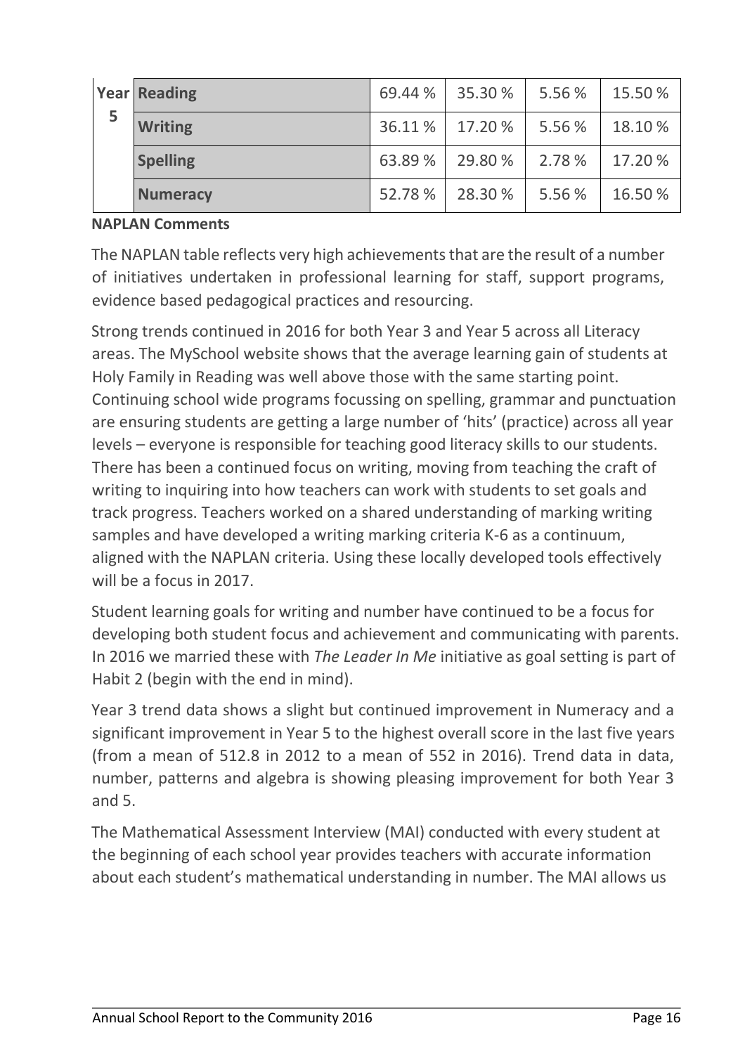| Year 5 | Reading | 69.44 % | 35.30 % | 5.56 % | 15.50 % |
|---|---|---|---|---|---|
| | Writing | 36.11 % | 17.20 % | 5.56 % | 18.10 % |
| | Spelling | 63.89 % | 29.80 % | 2.78 % | 17.20 % |
| | Numeracy | 52.78 % | 28.30 % | 5.56 % | 16.50 % |

**NAPLAN Comments**

The NAPLAN table reflects very high achievements that are the result of a number of initiatives undertaken in professional learning for staff, support programs, evidence based pedagogical practices and resourcing.

Strong trends continued in 2016 for both Year 3 and Year 5 across all Literacy areas. The MySchool website shows that the average learning gain of students at Holy Family in Reading was well above those with the same starting point. Continuing school wide programs focussing on spelling, grammar and punctuation are ensuring students are getting a large number of 'hits' (practice) across all year levels – everyone is responsible for teaching good literacy skills to our students. There has been a continued focus on writing, moving from teaching the craft of writing to inquiring into how teachers can work with students to set goals and track progress. Teachers worked on a shared understanding of marking writing samples and have developed a writing marking criteria K-6 as a continuum, aligned with the NAPLAN criteria. Using these locally developed tools effectively will be a focus in 2017.

Student learning goals for writing and number have continued to be a focus for developing both student focus and achievement and communicating with parents. In 2016 we married these with *The Leader In Me* initiative as goal setting is part of Habit 2 (begin with the end in mind).

Year 3 trend data shows a slight but continued improvement in Numeracy and a significant improvement in Year 5 to the highest overall score in the last five years (from a mean of 512.8 in 2012 to a mean of 552 in 2016). Trend data in data, number, patterns and algebra is showing pleasing improvement for both Year 3 and 5.

The Mathematical Assessment Interview (MAI) conducted with every student at the beginning of each school year provides teachers with accurate information about each student's mathematical understanding in number. The MAI allows us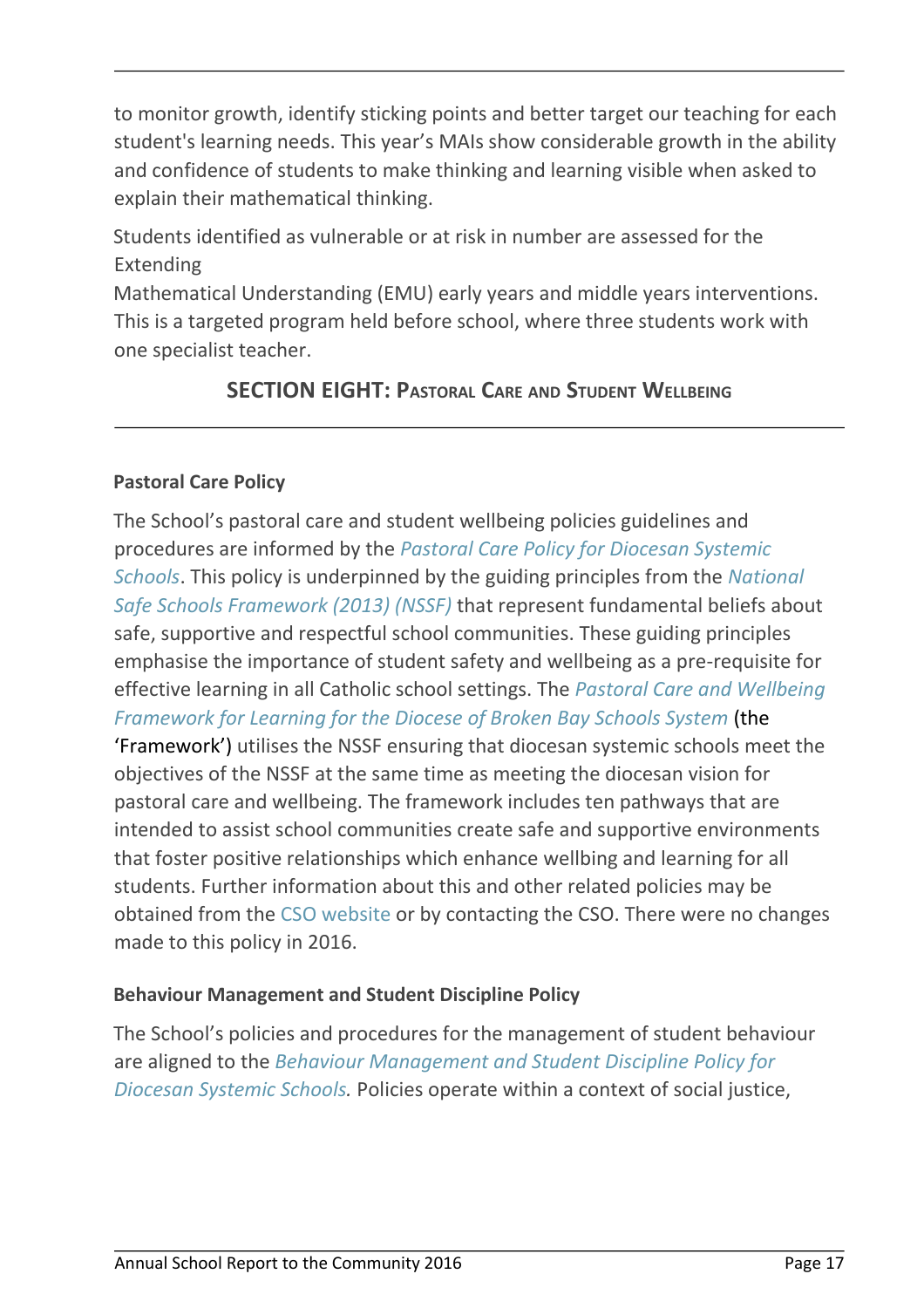to monitor growth, identify sticking points and better target our teaching for each student's learning needs. This year's MAIs show considerable growth in the ability and confidence of students to make thinking and learning visible when asked to explain their mathematical thinking.

Students identified as vulnerable or at risk in number are assessed for the Extending
Mathematical Understanding (EMU) early years and middle years interventions. This is a targeted program held before school, where three students work with one specialist teacher.

## SECTION EIGHT: Pastoral Care and Student Wellbeing

**Pastoral Care Policy**

The School's pastoral care and student wellbeing policies guidelines and procedures are informed by the *Pastoral Care Policy for Diocesan Systemic Schools*. This policy is underpinned by the guiding principles from the *National Safe Schools Framework (2013) (NSSF)* that represent fundamental beliefs about safe, supportive and respectful school communities. These guiding principles emphasise the importance of student safety and wellbeing as a pre-requisite for effective learning in all Catholic school settings. The *Pastoral Care and Wellbeing Framework for Learning for the Diocese of Broken Bay Schools System* (the 'Framework') utilises the NSSF ensuring that diocesan systemic schools meet the objectives of the NSSF at the same time as meeting the diocesan vision for pastoral care and wellbeing. The framework includes ten pathways that are intended to assist school communities create safe and supportive environments that foster positive relationships which enhance wellbing and learning for all students. Further information about this and other related policies may be obtained from the CSO website or by contacting the CSO. There were no changes made to this policy in 2016.

**Behaviour Management and Student Discipline Policy**

The School's policies and procedures for the management of student behaviour are aligned to the *Behaviour Management and Student Discipline Policy for Diocesan Systemic Schools.* Policies operate within a context of social justice,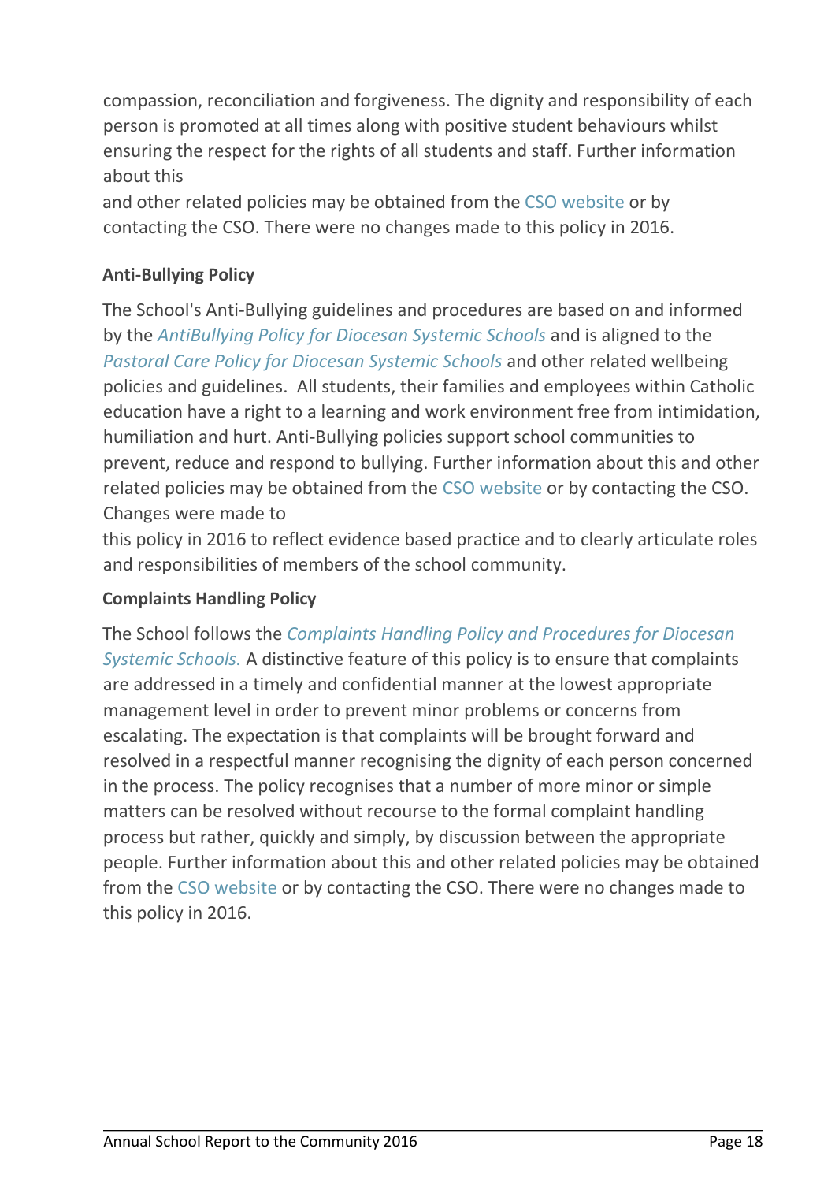compassion, reconciliation and forgiveness. The dignity and responsibility of each person is promoted at all times along with positive student behaviours whilst ensuring the respect for the rights of all students and staff. Further information about this and other related policies may be obtained from the CSO website or by contacting the CSO. There were no changes made to this policy in 2016.

**Anti-Bullying Policy**

The School's Anti-Bullying guidelines and procedures are based on and informed by the *AntiBullying Policy for Diocesan Systemic Schools* and is aligned to the *Pastoral Care Policy for Diocesan Systemic Schools* and other related wellbeing policies and guidelines. All students, their families and employees within Catholic education have a right to a learning and work environment free from intimidation, humiliation and hurt. Anti-Bullying policies support school communities to prevent, reduce and respond to bullying. Further information about this and other related policies may be obtained from the CSO website or by contacting the CSO. Changes were made to this policy in 2016 to reflect evidence based practice and to clearly articulate roles and responsibilities of members of the school community.

**Complaints Handling Policy**

The School follows the *Complaints Handling Policy and Procedures for Diocesan Systemic Schools.* A distinctive feature of this policy is to ensure that complaints are addressed in a timely and confidential manner at the lowest appropriate management level in order to prevent minor problems or concerns from escalating. The expectation is that complaints will be brought forward and resolved in a respectful manner recognising the dignity of each person concerned in the process. The policy recognises that a number of more minor or simple matters can be resolved without recourse to the formal complaint handling process but rather, quickly and simply, by discussion between the appropriate people. Further information about this and other related policies may be obtained from the CSO website or by contacting the CSO. There were no changes made to this policy in 2016.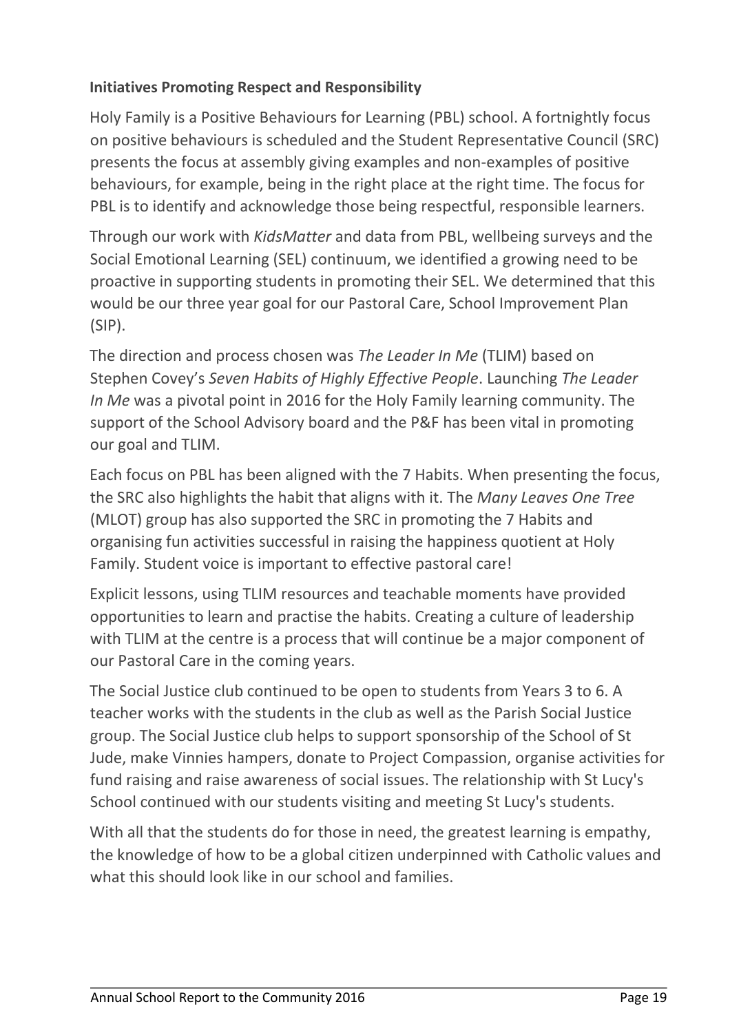**Initiatives Promoting Respect and Responsibility**

Holy Family is a Positive Behaviours for Learning (PBL) school. A fortnightly focus on positive behaviours is scheduled and the Student Representative Council (SRC) presents the focus at assembly giving examples and non-examples of positive behaviours, for example, being in the right place at the right time. The focus for PBL is to identify and acknowledge those being respectful, responsible learners.

Through our work with *KidsMatter* and data from PBL, wellbeing surveys and the Social Emotional Learning (SEL) continuum, we identified a growing need to be proactive in supporting students in promoting their SEL. We determined that this would be our three year goal for our Pastoral Care, School Improvement Plan (SIP).

The direction and process chosen was *The Leader In Me* (TLIM) based on Stephen Covey's *Seven Habits of Highly Effective People*. Launching *The Leader In Me* was a pivotal point in 2016 for the Holy Family learning community. The support of the School Advisory board and the P&F has been vital in promoting our goal and TLIM.

Each focus on PBL has been aligned with the 7 Habits. When presenting the focus, the SRC also highlights the habit that aligns with it. The *Many Leaves One Tree* (MLOT) group has also supported the SRC in promoting the 7 Habits and organising fun activities successful in raising the happiness quotient at Holy Family. Student voice is important to effective pastoral care!

Explicit lessons, using TLIM resources and teachable moments have provided opportunities to learn and practise the habits. Creating a culture of leadership with TLIM at the centre is a process that will continue be a major component of our Pastoral Care in the coming years.

The Social Justice club continued to be open to students from Years 3 to 6. A teacher works with the students in the club as well as the Parish Social Justice group. The Social Justice club helps to support sponsorship of the School of St Jude, make Vinnies hampers, donate to Project Compassion, organise activities for fund raising and raise awareness of social issues. The relationship with St Lucy's School continued with our students visiting and meeting St Lucy's students.

With all that the students do for those in need, the greatest learning is empathy, the knowledge of how to be a global citizen underpinned with Catholic values and what this should look like in our school and families.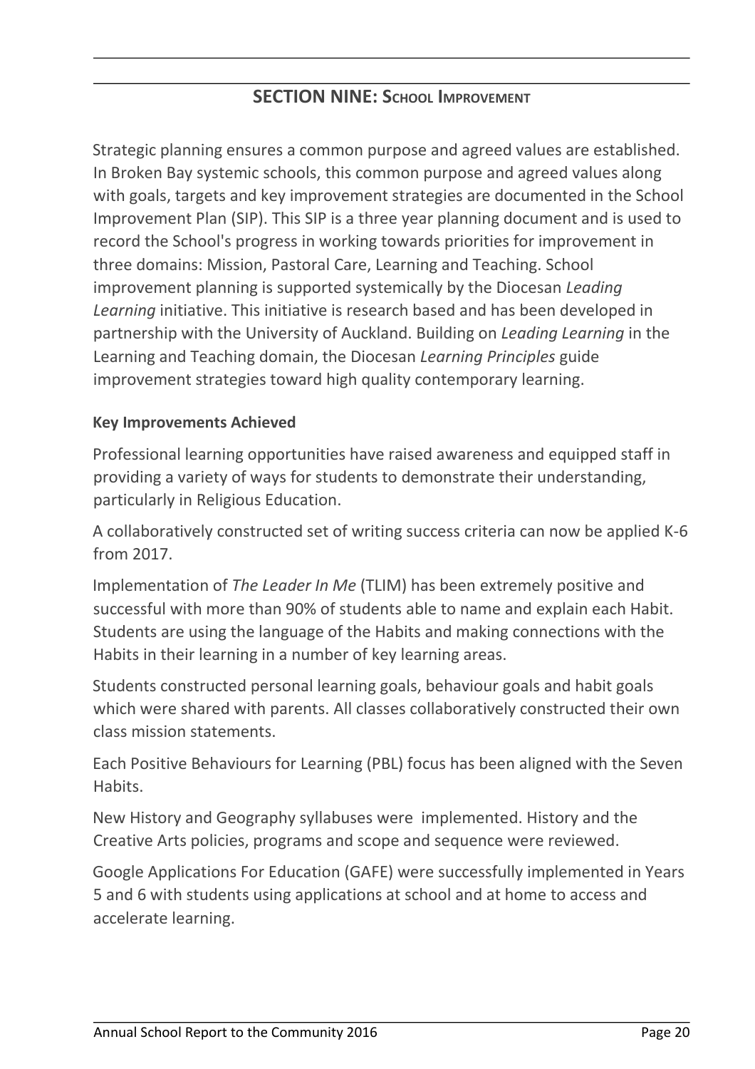## SECTION NINE: School Improvement

Strategic planning ensures a common purpose and agreed values are established. In Broken Bay systemic schools, this common purpose and agreed values along with goals, targets and key improvement strategies are documented in the School Improvement Plan (SIP). This SIP is a three year planning document and is used to record the School's progress in working towards priorities for improvement in three domains: Mission, Pastoral Care, Learning and Teaching. School improvement planning is supported systemically by the Diocesan *Leading Learning* initiative. This initiative is research based and has been developed in partnership with the University of Auckland. Building on *Leading Learning* in the Learning and Teaching domain, the Diocesan *Learning Principles* guide improvement strategies toward high quality contemporary learning.

**Key Improvements Achieved**

Professional learning opportunities have raised awareness and equipped staff in providing a variety of ways for students to demonstrate their understanding, particularly in Religious Education.

A collaboratively constructed set of writing success criteria can now be applied K-6 from 2017.

Implementation of *The Leader In Me* (TLIM) has been extremely positive and successful with more than 90% of students able to name and explain each Habit. Students are using the language of the Habits and making connections with the Habits in their learning in a number of key learning areas.

Students constructed personal learning goals, behaviour goals and habit goals which were shared with parents. All classes collaboratively constructed their own class mission statements.

Each Positive Behaviours for Learning (PBL) focus has been aligned with the Seven Habits.

New History and Geography syllabuses were implemented. History and the Creative Arts policies, programs and scope and sequence were reviewed.

Google Applications For Education (GAFE) were successfully implemented in Years 5 and 6 with students using applications at school and at home to access and accelerate learning.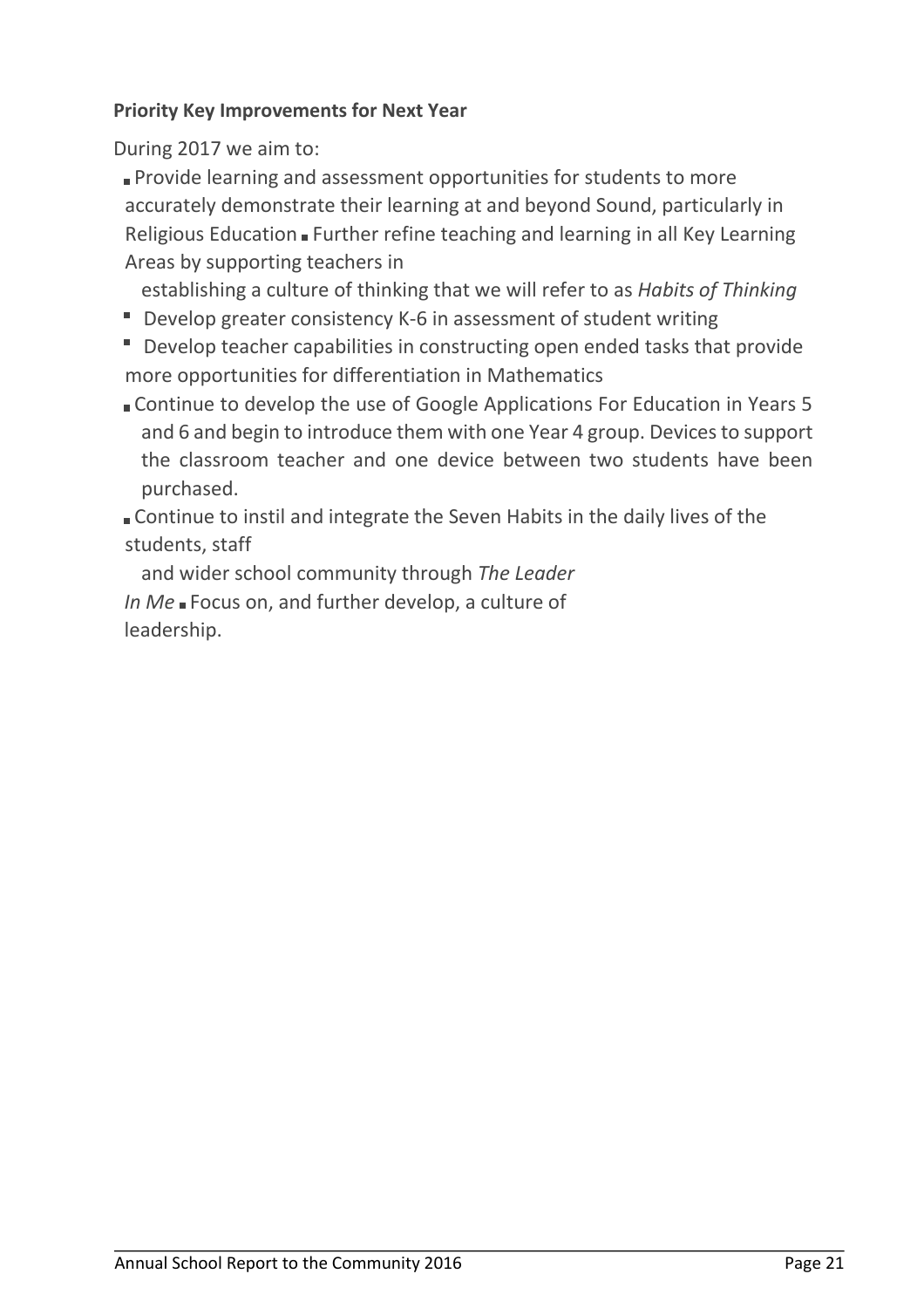**Priority Key Improvements for Next Year**

During 2017 we aim to:

- Provide learning and assessment opportunities for students to more accurately demonstrate their learning at and beyond Sound, particularly in Religious Education
- Further refine teaching and learning in all Key Learning Areas by supporting teachers in establishing a culture of thinking that we will refer to as *Habits of Thinking*
- Develop greater consistency K-6 in assessment of student writing
- Develop teacher capabilities in constructing open ended tasks that provide more opportunities for differentiation in Mathematics
- Continue to develop the use of Google Applications For Education in Years 5 and 6 and begin to introduce them with one Year 4 group. Devices to support the classroom teacher and one device between two students have been purchased.
- Continue to instil and integrate the Seven Habits in the daily lives of the students, staff and wider school community through *The Leader In Me*
- Focus on, and further develop, a culture of leadership.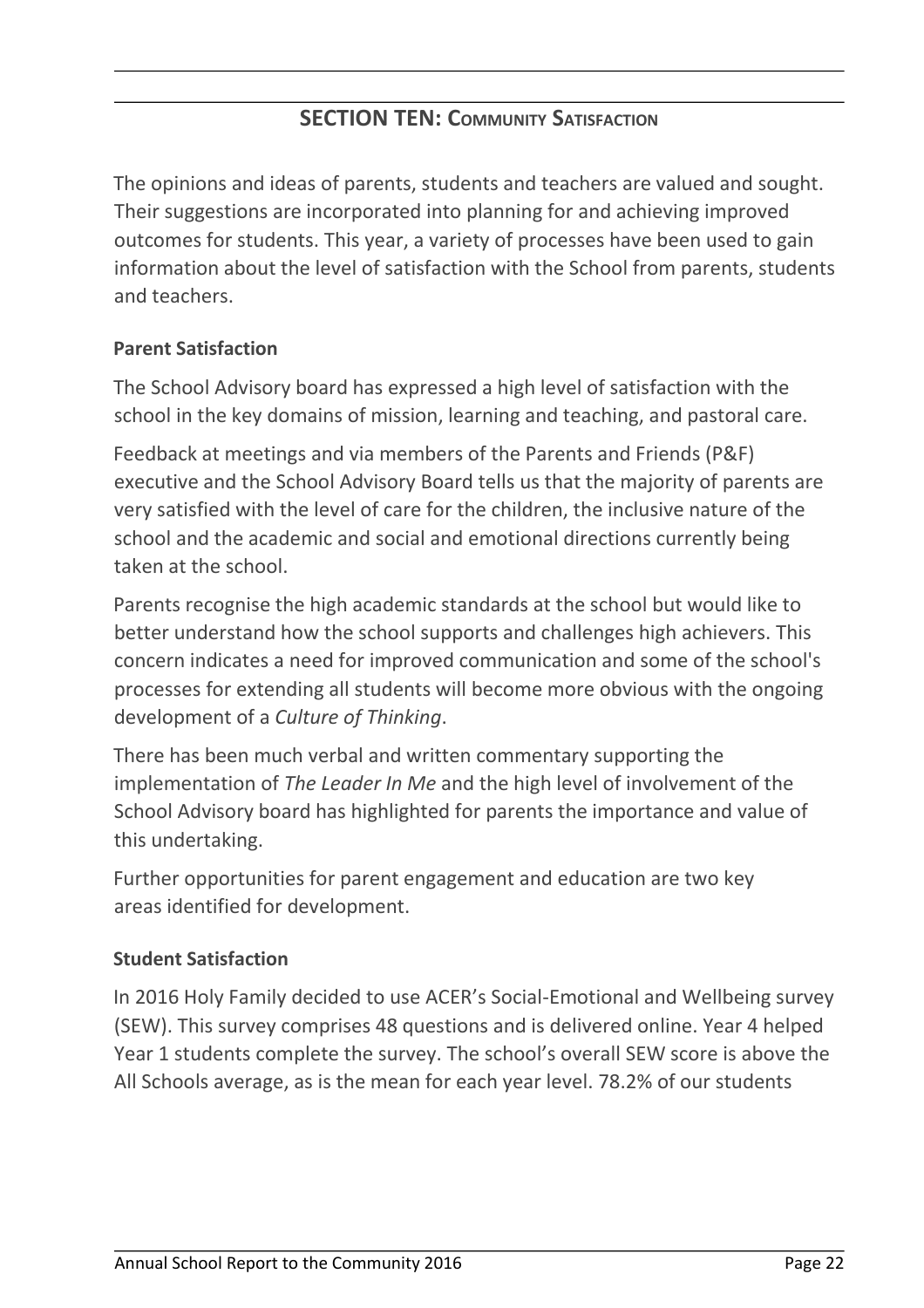## SECTION TEN: COMMUNITY SATISFACTION

The opinions and ideas of parents, students and teachers are valued and sought. Their suggestions are incorporated into planning for and achieving improved outcomes for students. This year, a variety of processes have been used to gain information about the level of satisfaction with the School from parents, students and teachers.

### Parent Satisfaction

The School Advisory board has expressed a high level of satisfaction with the school in the key domains of mission, learning and teaching, and pastoral care.

Feedback at meetings and via members of the Parents and Friends (P&F) executive and the School Advisory Board tells us that the majority of parents are very satisfied with the level of care for the children, the inclusive nature of the school and the academic and social and emotional directions currently being taken at the school.

Parents recognise the high academic standards at the school but would like to better understand how the school supports and challenges high achievers. This concern indicates a need for improved communication and some of the school's processes for extending all students will become more obvious with the ongoing development of a *Culture of Thinking*.

There has been much verbal and written commentary supporting the implementation of *The Leader In Me* and the high level of involvement of the School Advisory board has highlighted for parents the importance and value of this undertaking.

Further opportunities for parent engagement and education are two key areas identified for development.

### Student Satisfaction

In 2016 Holy Family decided to use ACER's Social-Emotional and Wellbeing survey (SEW). This survey comprises 48 questions and is delivered online. Year 4 helped Year 1 students complete the survey. The school's overall SEW score is above the All Schools average, as is the mean for each year level. 78.2% of our students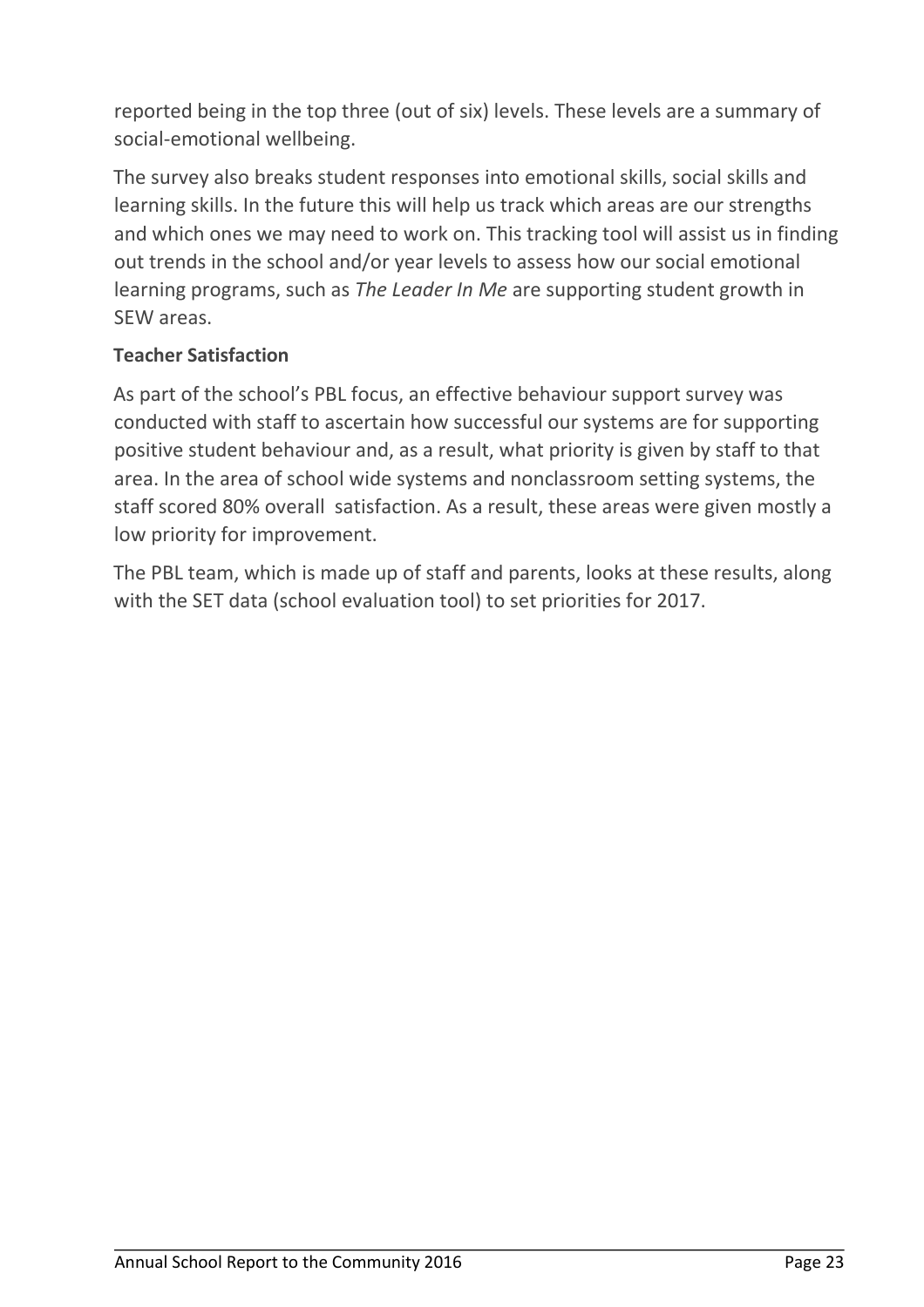reported being in the top three (out of six) levels. These levels are a summary of social-emotional wellbeing.

The survey also breaks student responses into emotional skills, social skills and learning skills. In the future this will help us track which areas are our strengths and which ones we may need to work on. This tracking tool will assist us in finding out trends in the school and/or year levels to assess how our social emotional learning programs, such as *The Leader In Me* are supporting student growth in SEW areas.

**Teacher Satisfaction**

As part of the school's PBL focus, an effective behaviour support survey was conducted with staff to ascertain how successful our systems are for supporting positive student behaviour and, as a result, what priority is given by staff to that area. In the area of school wide systems and nonclassroom setting systems, the staff scored 80% overall satisfaction. As a result, these areas were given mostly a low priority for improvement.

The PBL team, which is made up of staff and parents, looks at these results, along with the SET data (school evaluation tool) to set priorities for 2017.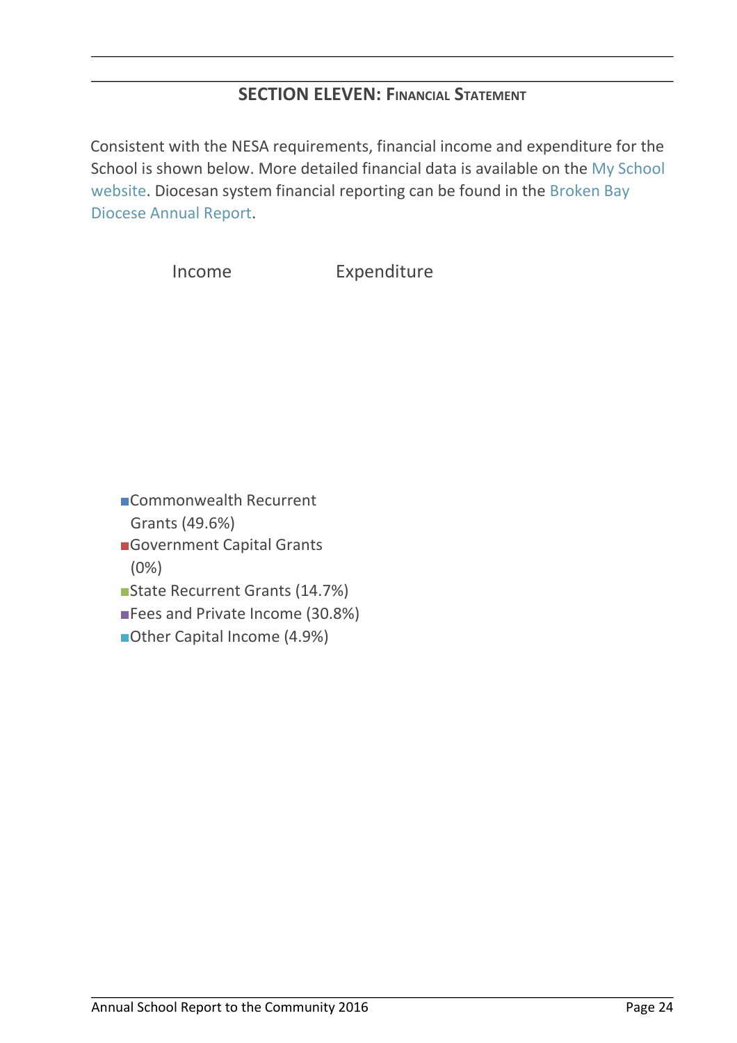## SECTION ELEVEN: Financial Statement

Consistent with the NESA requirements, financial income and expenditure for the School is shown below. More detailed financial data is available on the My School website. Diocesan system financial reporting can be found in the Broken Bay Diocese Annual Report.

Income

Expenditure

Commonwealth Recurrent Grants (49.6%)
Government Capital Grants (0%)
State Recurrent Grants (14.7%)
Fees and Private Income (30.8%)
Other Capital Income (4.9%)